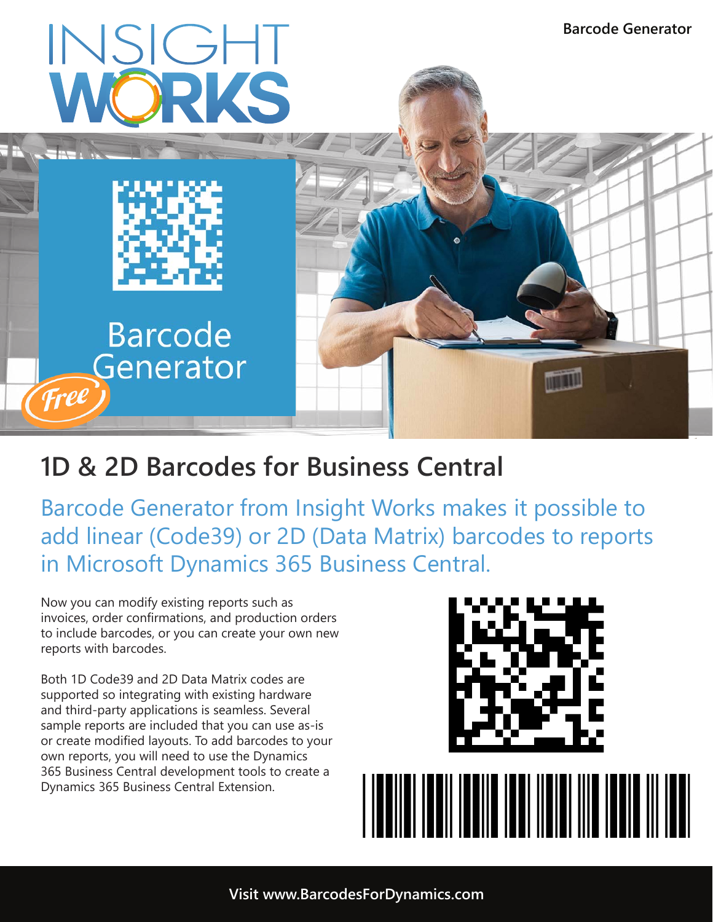# INSIGHT WORKS

Barcode Generator

Free

## 1D & 2D Barcodes for Business Central

Barcode Generator from Insight Works makes it possible to add linear (Code39) or 2D (Data Matrix) barcodes to reports in Microsoft Dynamics 365 Business Central.

Now you can modify existing reports such as invoices, order confirmations, and production orders to include barcodes, or you can create your own new reports with barcodes.

Both 1D Code39 and 2D Data Matrix codes are supported so integrating with existing hardware and third-party applications is seamless. Several sample reports are included that you can use as-is or create modified layouts. To add barcodes to your own reports, you will need to use the Dynamics 365 Business Central development tools to create a Dynamics 365 Business Central Extension.

**Visit www.BarcodesForDynamics.com**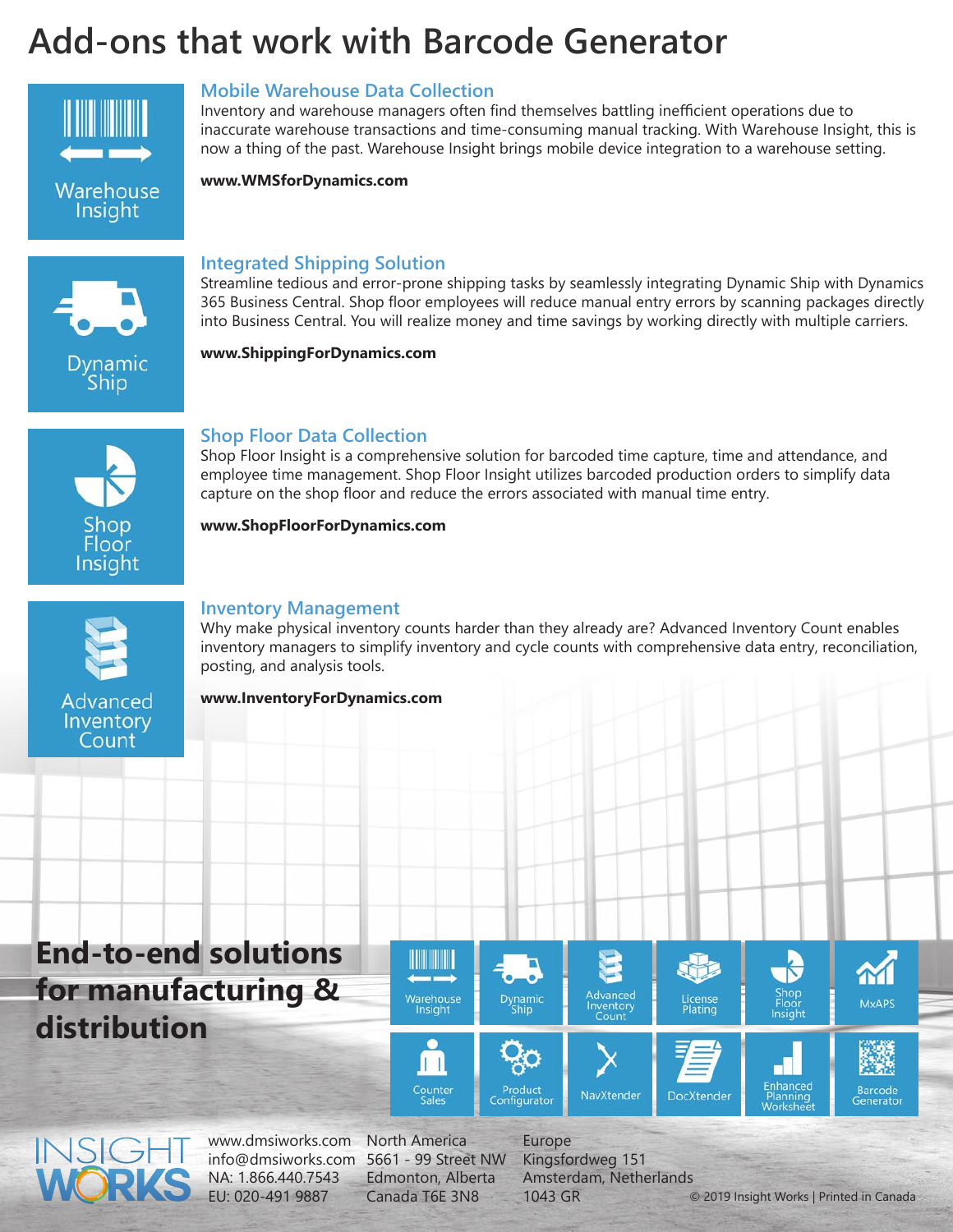# Add-ons that work with Barcode Generator

Warehouse Insight

## Mobile Warehouse Data Collection

Inventory and warehouse managers often find themselves battling inefficient operations due to inaccurate warehouse transactions and time-consuming manual tracking. With Warehouse Insight, this is now a thing of the past. Warehouse Insight brings mobile device integration to a warehouse setting.

**www.WMSforDynamics.com**

Dynamic Ship

## Integrated Shipping Solution

Streamline tedious and error-prone shipping tasks by seamlessly integrating Dynamic Ship with Dynamics 365 Business Central. Shop floor employees will reduce manual entry errors by scanning packages directly into Business Central. You will realize money and time savings by working directly with multiple carriers.

**www.ShippingForDynamics.com**

Shop Floor Insight

## Shop Floor Data Collection

Shop Floor Insight is a comprehensive solution for barcoded time capture, time and attendance, and employee time management. Shop Floor Insight utilizes barcoded production orders to simplify data capture on the shop floor and reduce the errors associated with manual time entry.

**www.ShopFloorForDynamics.com**

Advanced Inventory Count

## Inventory Management

Why make physical inventory counts harder than they already are? Advanced Inventory Count enables inventory managers to simplify inventory and cycle counts with comprehensive data entry, reconciliation, posting, and analysis tools.

**www.InventoryForDynamics.com**

# End-to-end solutions for manufacturing & distribution

Warehouse Insight
Dynamic Ship
Advanced Inventory Count
License Plating
Shop Floor Insight
MxAPS
Counter Sales
Product Configurator
NavXtender
DocXtender
Enhanced Planning Worksheet
Barcode Generator

INSIGHT WORKS

www.dmsiworks.com
info@dmsiworks.com
NA: 1.866.440.7543
EU: 020-491 9887

North America
5661 - 99 Street NW
Edmonton, Alberta
Canada T6E 3N8

Europe
Kingsfordweg 151
Amsterdam, Netherlands
1043 GR

© 2019 Insight Works | Printed in Canada